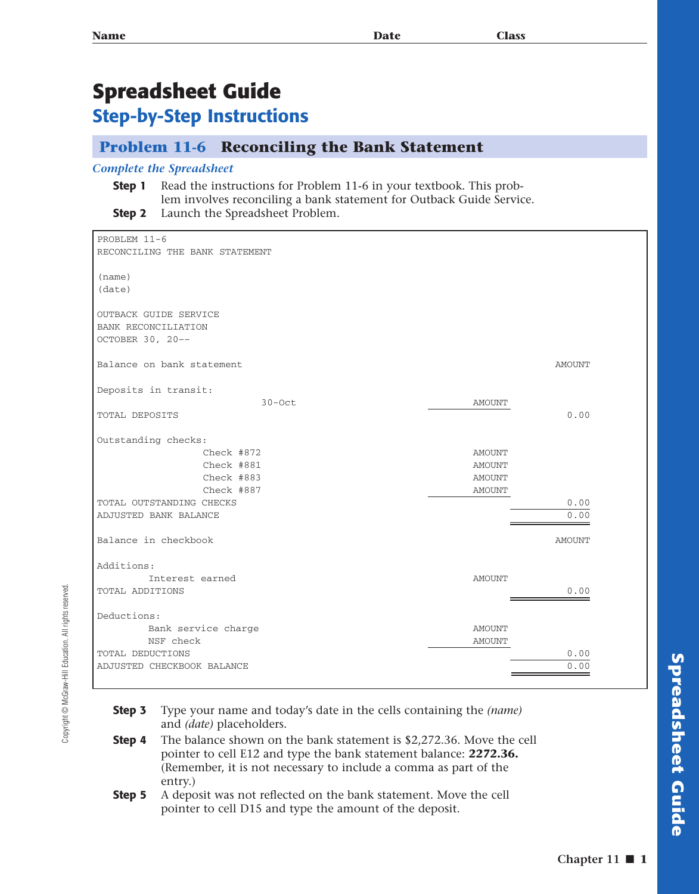Name Date Class

# Spreadsheet Guide

## Step-by-Step Instructions

### Problem 11-6 Reconciling the Bank Statement

*Complete the Spreadsheet*

**Step 1** Read the instructions for Problem 11-6 in your textbook. This problem involves reconciling a bank statement for Outback Guide Service.

**Step 2** Launch the Spreadsheet Problem.

```
PROBLEM 11-6
RECONCILING THE BANK STATEMENT

(name)
(date)

OUTBACK GUIDE SERVICE
BANK RECONCILIATION
OCTOBER 30, 20--

Balance on bank statement                                              AMOUNT

Deposits in transit:
                            30-Oct                          AMOUNT
TOTAL DEPOSITS                                                           0.00

Outstanding checks:
                  Check #872                                AMOUNT
                  Check #881                                AMOUNT
                  Check #883                                AMOUNT
                  Check #887                                AMOUNT
TOTAL OUTSTANDING CHECKS                                                 0.00
ADJUSTED BANK BALANCE                                                    0.00

Balance in checkbook                                                   AMOUNT

Additions:
         Interest earned                                    AMOUNT
TOTAL ADDITIONS                                                          0.00

Deductions:
         Bank service charge                                AMOUNT
         NSF check                                          AMOUNT
TOTAL DEDUCTIONS                                                         0.00
ADJUSTED CHECKBOOK BALANCE                                               0.00
```

**Step 3** Type your name and today's date in the cells containing the *(name)* and *(date)* placeholders.

**Step 4** The balance shown on the bank statement is $2,272.36. Move the cell pointer to cell E12 and type the bank statement balance: **2272.36.** (Remember, it is not necessary to include a comma as part of the entry.)

**Step 5** A deposit was not reflected on the bank statement. Move the cell pointer to cell D15 and type the amount of the deposit.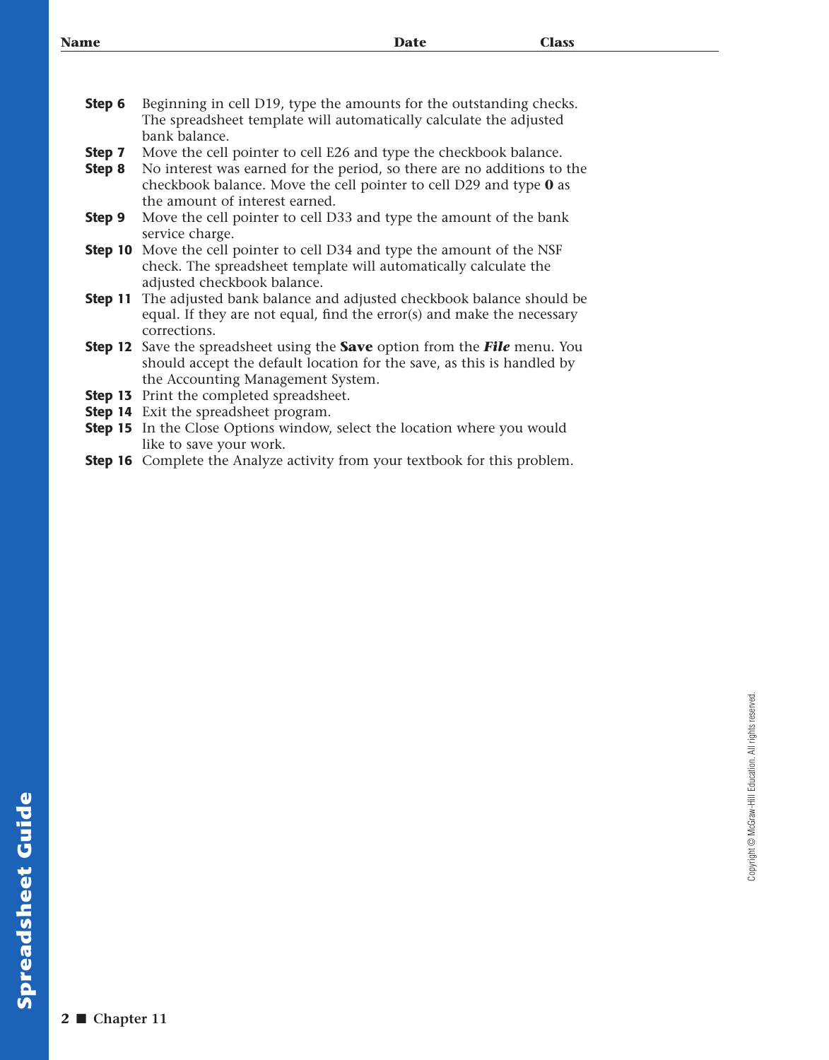**Name** **Date** **Class**

**Step 6** Beginning in cell D19, type the amounts for the outstanding checks. The spreadsheet template will automatically calculate the adjusted bank balance.

**Step 7** Move the cell pointer to cell E26 and type the checkbook balance.

**Step 8** No interest was earned for the period, so there are no additions to the checkbook balance. Move the cell pointer to cell D29 and type **0** as the amount of interest earned.

**Step 9** Move the cell pointer to cell D33 and type the amount of the bank service charge.

**Step 10** Move the cell pointer to cell D34 and type the amount of the NSF check. The spreadsheet template will automatically calculate the adjusted checkbook balance.

**Step 11** The adjusted bank balance and adjusted checkbook balance should be equal. If they are not equal, find the error(s) and make the necessary corrections.

**Step 12** Save the spreadsheet using the **Save** option from the ***File*** menu. You should accept the default location for the save, as this is handled by the Accounting Management System.

**Step 13** Print the completed spreadsheet.

**Step 14** Exit the spreadsheet program.

**Step 15** In the Close Options window, select the location where you would like to save your work.

**Step 16** Complete the Analyze activity from your textbook for this problem.